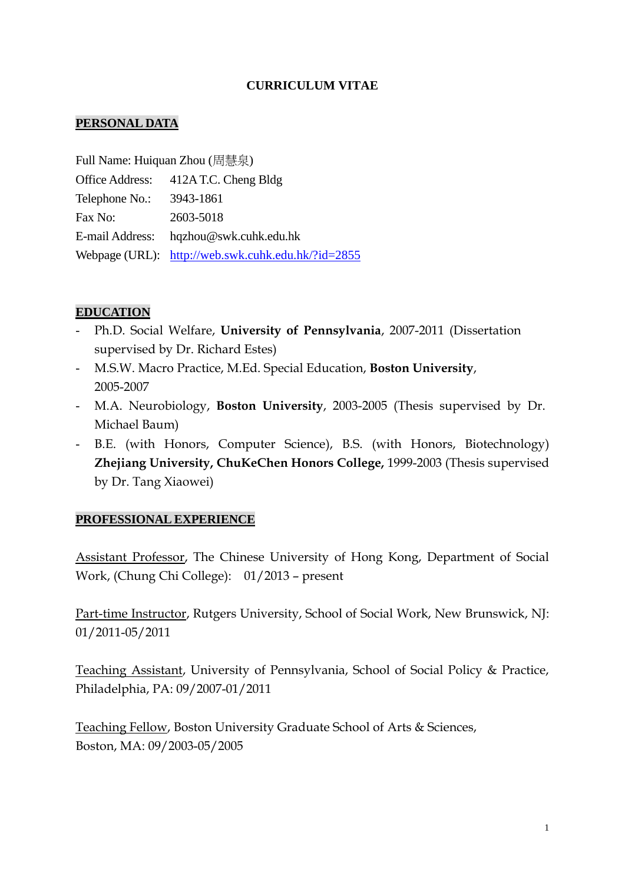# CURRICULUM VITAE

## PERSONAL DATA

Full Name: Huiquan Zhou (周慧泉)
Office Address: 412A T.C. Cheng Bldg
Telephone No.: 3943-1861
Fax No: 2603-5018
E-mail Address: hqzhou@swk.cuhk.edu.hk
Webpage (URL): http://web.swk.cuhk.edu.hk/?id=2855

## EDUCATION

- Ph.D. Social Welfare, **University of Pennsylvania**, 2007-2011 (Dissertation supervised by Dr. Richard Estes)
- M.S.W. Macro Practice, M.Ed. Special Education, **Boston University**, 2005-2007
- M.A. Neurobiology, **Boston University**, 2003-2005 (Thesis supervised by Dr. Michael Baum)
- B.E. (with Honors, Computer Science), B.S. (with Honors, Biotechnology) **Zhejiang University, ChuKeChen Honors College,** 1999-2003 (Thesis supervised by Dr. Tang Xiaowei)

## PROFESSIONAL EXPERIENCE

Assistant Professor, The Chinese University of Hong Kong, Department of Social Work, (Chung Chi College): 01/2013 – present

Part-time Instructor, Rutgers University, School of Social Work, New Brunswick, NJ: 01/2011-05/2011

Teaching Assistant, University of Pennsylvania, School of Social Policy & Practice, Philadelphia, PA: 09/2007-01/2011

Teaching Fellow, Boston University Graduate School of Arts & Sciences, Boston, MA: 09/2003-05/2005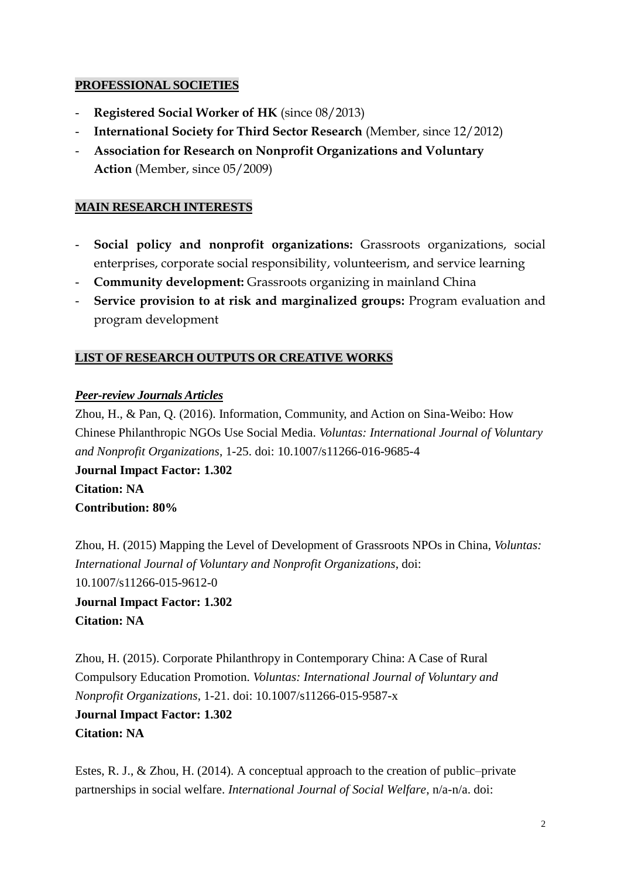## PROFESSIONAL SOCIETIES

- **Registered Social Worker of HK** (since 08/2013)
- **International Society for Third Sector Research** (Member, since 12/2012)
- **Association for Research on Nonprofit Organizations and Voluntary Action** (Member, since 05/2009)

## MAIN RESEARCH INTERESTS

- **Social policy and nonprofit organizations:** Grassroots organizations, social enterprises, corporate social responsibility, volunteerism, and service learning
- **Community development:** Grassroots organizing in mainland China
- **Service provision to at risk and marginalized groups:** Program evaluation and program development

## LIST OF RESEARCH OUTPUTS OR CREATIVE WORKS

### *Peer-review Journals Articles*

Zhou, H., & Pan, Q. (2016). Information, Community, and Action on Sina-Weibo: How Chinese Philanthropic NGOs Use Social Media. *Voluntas: International Journal of Voluntary and Nonprofit Organizations*, 1-25. doi: 10.1007/s11266-016-9685-4
**Journal Impact Factor: 1.302**
**Citation: NA**
**Contribution: 80%**

Zhou, H. (2015) Mapping the Level of Development of Grassroots NPOs in China, *Voluntas: International Journal of Voluntary and Nonprofit Organizations*, doi: 10.1007/s11266-015-9612-0
**Journal Impact Factor: 1.302**
**Citation: NA**

Zhou, H. (2015). Corporate Philanthropy in Contemporary China: A Case of Rural Compulsory Education Promotion. *Voluntas: International Journal of Voluntary and Nonprofit Organizations*, 1-21. doi: 10.1007/s11266-015-9587-x
**Journal Impact Factor: 1.302**
**Citation: NA**

Estes, R. J., & Zhou, H. (2014). A conceptual approach to the creation of public–private partnerships in social welfare. *International Journal of Social Welfare*, n/a-n/a. doi: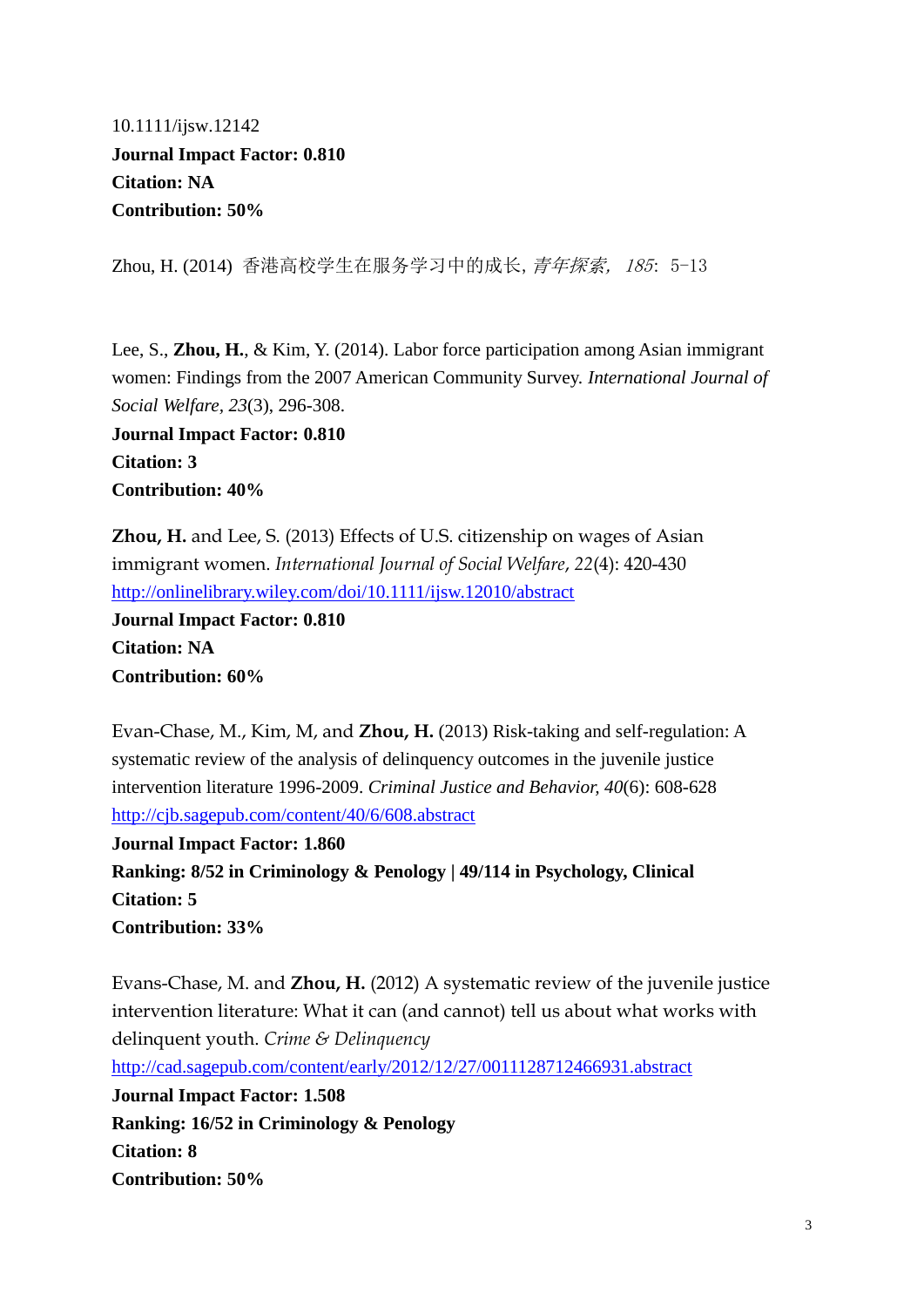10.1111/ijsw.12142
**Journal Impact Factor: 0.810**
**Citation: NA**
**Contribution: 50%**

Zhou, H. (2014) 香港高校学生在服务学习中的成长, *青年探索*, *185*: 5-13

Lee, S., **Zhou, H.**, & Kim, Y. (2014). Labor force participation among Asian immigrant women: Findings from the 2007 American Community Survey. *International Journal of Social Welfare*, *23*(3), 296-308.
**Journal Impact Factor: 0.810**
**Citation: 3**
**Contribution: 40%**

**Zhou, H.** and Lee, S. (2013) Effects of U.S. citizenship on wages of Asian immigrant women. *International Journal of Social Welfare*, *22*(4): 420-430
http://onlinelibrary.wiley.com/doi/10.1111/ijsw.12010/abstract
**Journal Impact Factor: 0.810**
**Citation: NA**
**Contribution: 60%**

Evan-Chase, M., Kim, M, and **Zhou, H.** (2013) Risk-taking and self-regulation: A systematic review of the analysis of delinquency outcomes in the juvenile justice intervention literature 1996-2009. *Criminal Justice and Behavior, 40*(6): 608-628
http://cjb.sagepub.com/content/40/6/608.abstract
**Journal Impact Factor: 1.860**
**Ranking: 8/52 in Criminology & Penology | 49/114 in Psychology, Clinical**
**Citation: 5**
**Contribution: 33%**

Evans-Chase, M. and **Zhou, H.** (2012) A systematic review of the juvenile justice intervention literature: What it can (and cannot) tell us about what works with delinquent youth. *Crime & Delinquency*
http://cad.sagepub.com/content/early/2012/12/27/0011128712466931.abstract
**Journal Impact Factor: 1.508**
**Ranking: 16/52 in Criminology & Penology**
**Citation: 8**
**Contribution: 50%**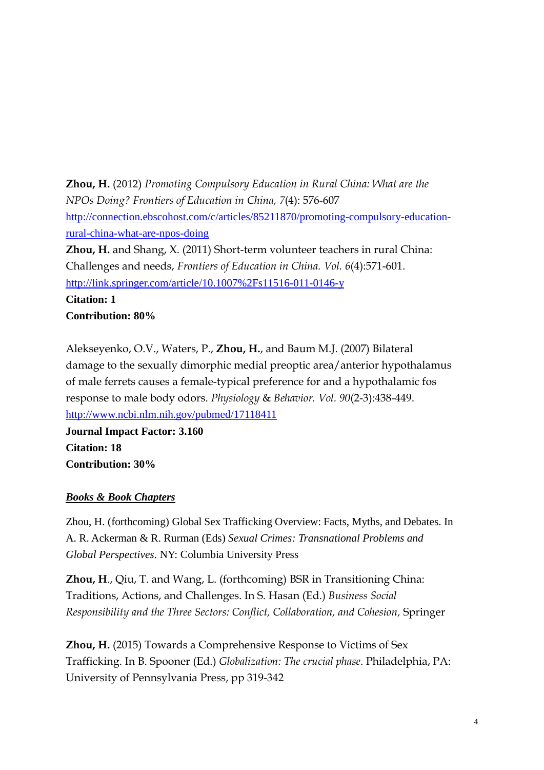**Zhou, H.** (2012) *Promoting Compulsory Education in Rural China: What are the NPOs Doing? Frontiers of Education in China, 7*(4): 576-607 http://connection.ebscohost.com/c/articles/85211870/promoting-compulsory-education-rural-china-what-are-npos-doing

**Zhou, H.** and Shang, X. (2011) Short-term volunteer teachers in rural China: Challenges and needs, *Frontiers of Education in China. Vol. 6*(4):571-601. http://link.springer.com/article/10.1007%2Fs11516-011-0146-y

**Citation: 1**

**Contribution: 80%**

Alekseyenko, O.V., Waters, P., **Zhou, H.**, and Baum M.J. (2007) Bilateral damage to the sexually dimorphic medial preoptic area/anterior hypothalamus of male ferrets causes a female-typical preference for and a hypothalamic fos response to male body odors. *Physiology & Behavior. Vol. 90*(2-3):438-449. http://www.ncbi.nlm.nih.gov/pubmed/17118411

**Journal Impact Factor: 3.160**

**Citation: 18**

**Contribution: 30%**

***Books & Book Chapters***

Zhou, H. (forthcoming) Global Sex Trafficking Overview: Facts, Myths, and Debates. In A. R. Ackerman & R. Rurman (Eds) *Sexual Crimes: Transnational Problems and Global Perspectives*. NY: Columbia University Press

**Zhou, H**., Qiu, T. and Wang, L. (forthcoming) BSR in Transitioning China: Traditions, Actions, and Challenges. In S. Hasan (Ed.) *Business Social Responsibility and the Three Sectors: Conflict, Collaboration, and Cohesion,* Springer

**Zhou, H.** (2015) Towards a Comprehensive Response to Victims of Sex Trafficking. In B. Spooner (Ed.) *Globalization: The crucial phase*. Philadelphia, PA: University of Pennsylvania Press, pp 319-342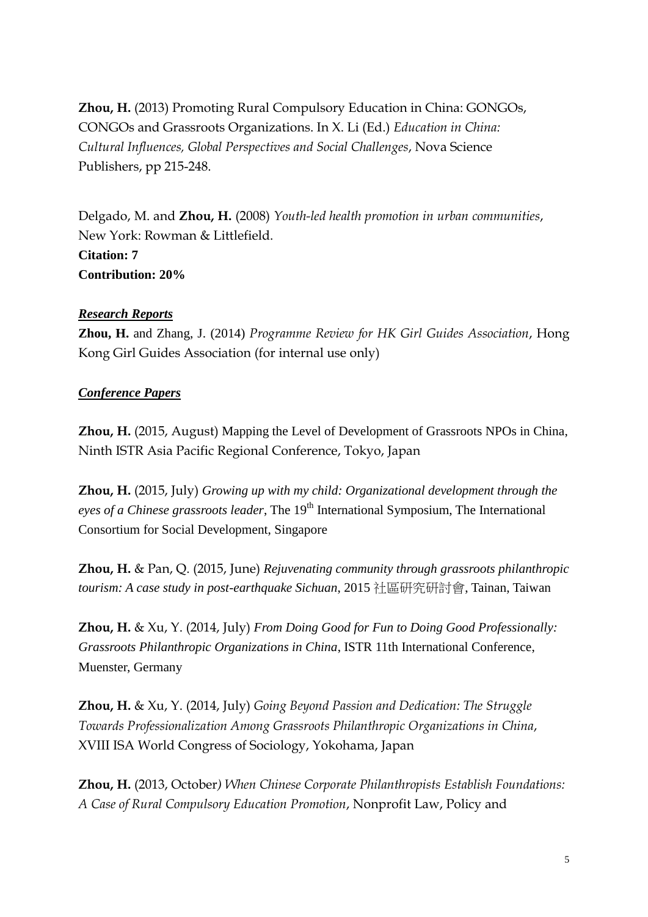**Zhou, H.** (2013) Promoting Rural Compulsory Education in China: GONGOs, CONGOs and Grassroots Organizations. In X. Li (Ed.) *Education in China: Cultural Influences, Global Perspectives and Social Challenges*, Nova Science Publishers, pp 215-248.

Delgado, M. and **Zhou, H.** (2008) *Youth-led health promotion in urban communities*, New York: Rowman & Littlefield.
**Citation: 7**
**Contribution: 20%**

***Research Reports***

**Zhou, H.** and Zhang, J. (2014) *Programme Review for HK Girl Guides Association*, Hong Kong Girl Guides Association (for internal use only)

***Conference Papers***

**Zhou, H.** (2015, August) Mapping the Level of Development of Grassroots NPOs in China, Ninth ISTR Asia Pacific Regional Conference, Tokyo, Japan

**Zhou, H.** (2015, July) *Growing up with my child: Organizational development through the eyes of a Chinese grassroots leader*, The 19th International Symposium, The International Consortium for Social Development, Singapore

**Zhou, H.** & Pan, Q. (2015, June) *Rejuvenating community through grassroots philanthropic tourism: A case study in post-earthquake Sichuan*, 2015 社區研究研討會, Tainan, Taiwan

**Zhou, H.** & Xu, Y. (2014, July) *From Doing Good for Fun to Doing Good Professionally: Grassroots Philanthropic Organizations in China*, ISTR 11th International Conference, Muenster, Germany

**Zhou, H.** & Xu, Y. (2014, July) *Going Beyond Passion and Dedication: The Struggle Towards Professionalization Among Grassroots Philanthropic Organizations in China*, XVIII ISA World Congress of Sociology, Yokohama, Japan

**Zhou, H.** (2013, October) *When Chinese Corporate Philanthropists Establish Foundations: A Case of Rural Compulsory Education Promotion*, Nonprofit Law, Policy and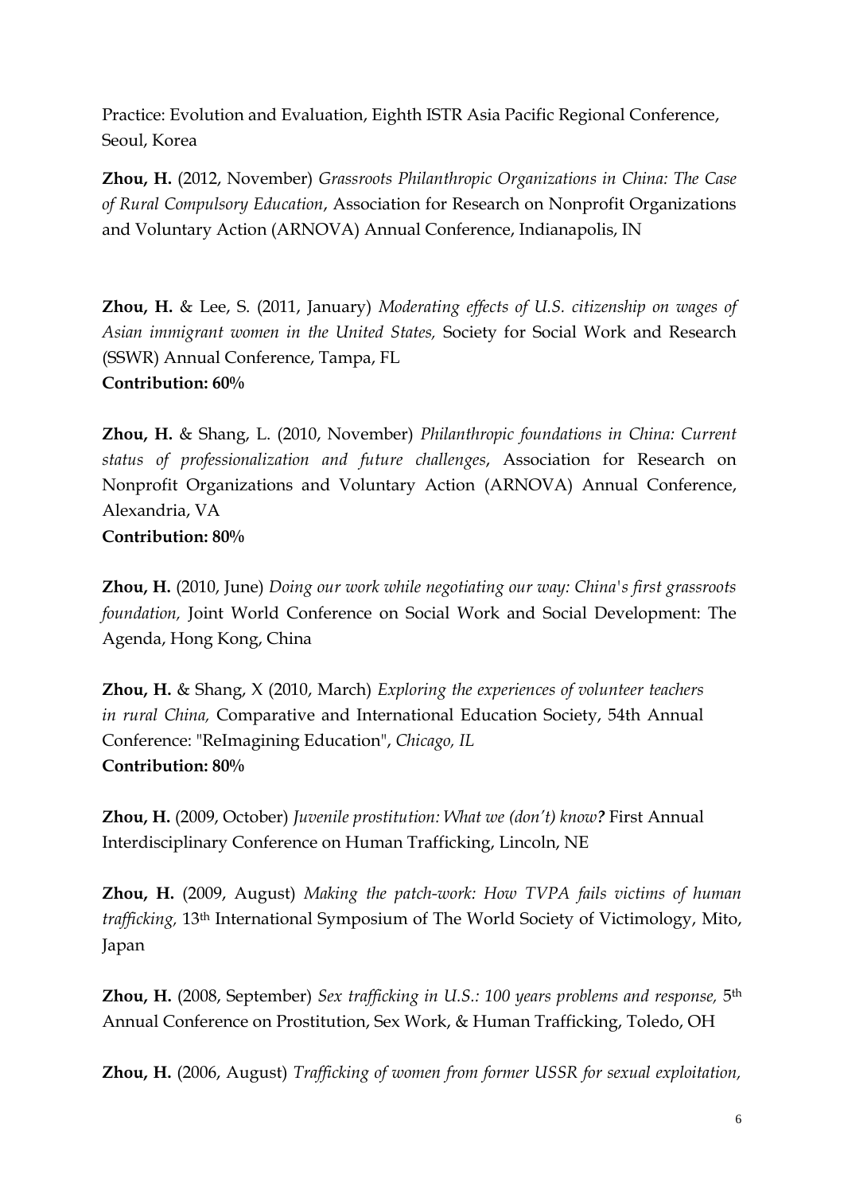Practice: Evolution and Evaluation, Eighth ISTR Asia Pacific Regional Conference, Seoul, Korea

**Zhou, H.** (2012, November) *Grassroots Philanthropic Organizations in China: The Case of Rural Compulsory Education*, Association for Research on Nonprofit Organizations and Voluntary Action (ARNOVA) Annual Conference, Indianapolis, IN

**Zhou, H.** & Lee, S. (2011, January) *Moderating effects of U.S. citizenship on wages of Asian immigrant women in the United States,* Society for Social Work and Research (SSWR) Annual Conference, Tampa, FL
**Contribution: 60%**

**Zhou, H.** & Shang, L. (2010, November) *Philanthropic foundations in China: Current status of professionalization and future challenges*, Association for Research on Nonprofit Organizations and Voluntary Action (ARNOVA) Annual Conference, Alexandria, VA
**Contribution: 80%**

**Zhou, H.** (2010, June) *Doing our work while negotiating our way: China's first grassroots foundation,* Joint World Conference on Social Work and Social Development: The Agenda, Hong Kong, China

**Zhou, H.** & Shang, X (2010, March) *Exploring the experiences of volunteer teachers in rural China,* Comparative and International Education Society, 54th Annual Conference: "ReImagining Education", *Chicago, IL*
**Contribution: 80%**

**Zhou, H.** (2009, October) *Juvenile prostitution: What we (don't) know?* First Annual Interdisciplinary Conference on Human Trafficking, Lincoln, NE

**Zhou, H.** (2009, August) *Making the patch-work: How TVPA fails victims of human trafficking,* 13th International Symposium of The World Society of Victimology, Mito, Japan

**Zhou, H.** (2008, September) *Sex trafficking in U.S.: 100 years problems and response,* 5th Annual Conference on Prostitution, Sex Work, & Human Trafficking, Toledo, OH

**Zhou, H.** (2006, August) *Trafficking of women from former USSR for sexual exploitation,*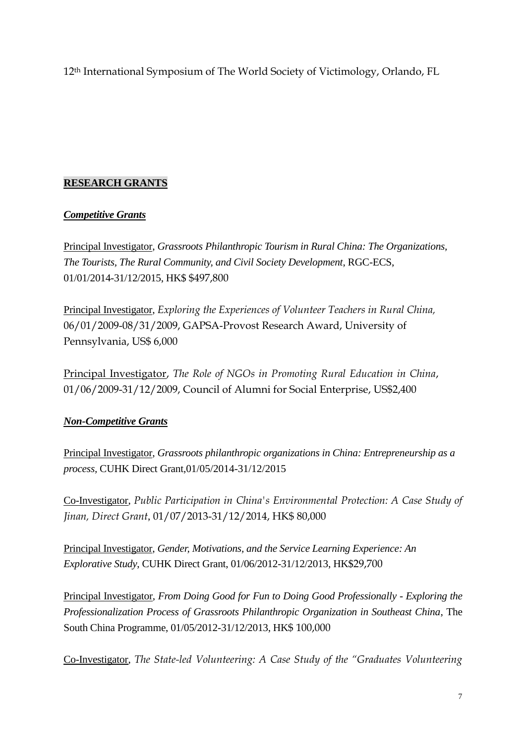12th International Symposium of The World Society of Victimology, Orlando, FL

## RESEARCH GRANTS

### ***Competitive Grants***

Principal Investigator, *Grassroots Philanthropic Tourism in Rural China: The Organizations, The Tourists, The Rural Community, and Civil Society Development*, RGC-ECS, 01/01/2014-31/12/2015, HK$ $497,800

Principal Investigator, *Exploring the Experiences of Volunteer Teachers in Rural China,* 06/01/2009-08/31/2009, GAPSA-Provost Research Award, University of Pennsylvania, US$ 6,000

Principal Investigator, *The Role of NGOs in Promoting Rural Education in China*, 01/06/2009-31/12/2009, Council of Alumni for Social Enterprise, US$2,400

### ***Non-Competitive Grants***

Principal Investigator, *Grassroots philanthropic organizations in China: Entrepreneurship as a process*, CUHK Direct Grant,01/05/2014-31/12/2015

Co-Investigator, *Public Participation in China's Environmental Protection: A Case Study of Jinan, Direct Grant*, 01/07/2013-31/12/2014, HK$ 80,000

Principal Investigator, *Gender, Motivations, and the Service Learning Experience: An Explorative Study*, CUHK Direct Grant, 01/06/2012-31/12/2013, HK$29,700

Principal Investigator, *From Doing Good for Fun to Doing Good Professionally - Exploring the Professionalization Process of Grassroots Philanthropic Organization in Southeast China*, The South China Programme, 01/05/2012-31/12/2013, HK$ 100,000

Co-Investigator, *The State-led Volunteering: A Case Study of the "Graduates Volunteering*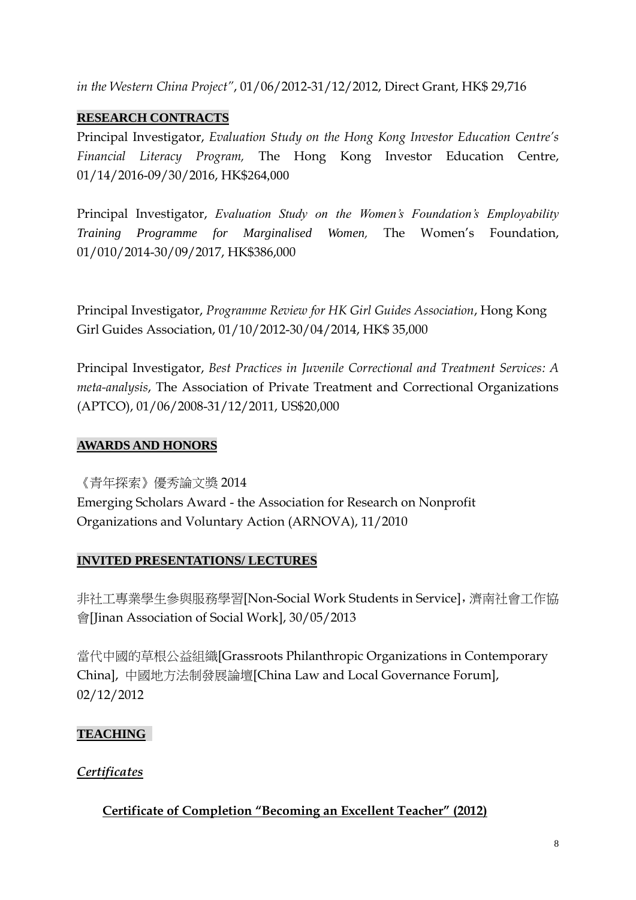*in the Western China Project"*, 01/06/2012-31/12/2012, Direct Grant, HK$ 29,716

## RESEARCH CONTRACTS

Principal Investigator, *Evaluation Study on the Hong Kong Investor Education Centre's Financial Literacy Program,* The Hong Kong Investor Education Centre, 01/14/2016-09/30/2016, HK$264,000

Principal Investigator, *Evaluation Study on the Women's Foundation's Employability Training Programme for Marginalised Women,* The Women's Foundation, 01/010/2014-30/09/2017, HK$386,000

Principal Investigator, *Programme Review for HK Girl Guides Association*, Hong Kong Girl Guides Association, 01/10/2012-30/04/2014, HK$ 35,000

Principal Investigator, *Best Practices in Juvenile Correctional and Treatment Services: A meta-analysis*, The Association of Private Treatment and Correctional Organizations (APTCO), 01/06/2008-31/12/2011, US$20,000

## AWARDS AND HONORS

《青年探索》優秀論文奬 2014
Emerging Scholars Award - the Association for Research on Nonprofit Organizations and Voluntary Action (ARNOVA), 11/2010

## INVITED PRESENTATIONS/ LECTURES

非社工專業學生參與服務學習[Non-Social Work Students in Service]，濟南社會工作協會[Jinan Association of Social Work], 30/05/2013

當代中國的草根公益組織[Grassroots Philanthropic Organizations in Contemporary China], 中國地方法制發展論壇[China Law and Local Governance Forum], 02/12/2012

## TEACHING

### *Certificates*

**Certificate of Completion "Becoming an Excellent Teacher" (2012)**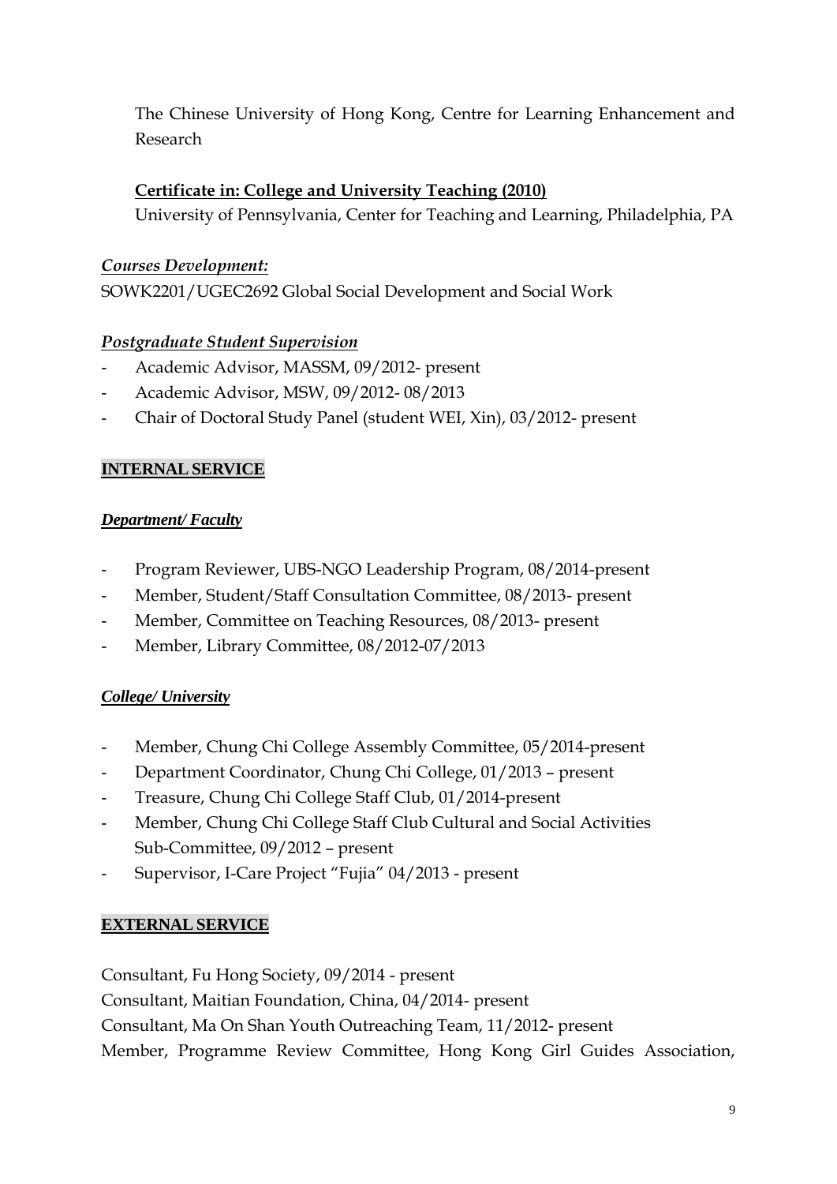The Chinese University of Hong Kong, Centre for Learning Enhancement and Research

**Certificate in: College and University Teaching (2010)**
University of Pennsylvania, Center for Teaching and Learning, Philadelphia, PA

***Courses Development:***
SOWK2201/UGEC2692 Global Social Development and Social Work

***Postgraduate Student Supervision***

- Academic Advisor, MASSM, 09/2012- present
- Academic Advisor, MSW, 09/2012- 08/2013
- Chair of Doctoral Study Panel (student WEI, Xin), 03/2012- present

## INTERNAL SERVICE

***Department/ Faculty***

- Program Reviewer, UBS-NGO Leadership Program, 08/2014-present
- Member, Student/Staff Consultation Committee, 08/2013- present
- Member, Committee on Teaching Resources, 08/2013- present
- Member, Library Committee, 08/2012-07/2013

***College/ University***

- Member, Chung Chi College Assembly Committee, 05/2014-present
- Department Coordinator, Chung Chi College, 01/2013 – present
- Treasure, Chung Chi College Staff Club, 01/2014-present
- Member, Chung Chi College Staff Club Cultural and Social Activities Sub-Committee, 09/2012 – present
- Supervisor, I-Care Project "Fujia" 04/2013 - present

## EXTERNAL SERVICE

Consultant, Fu Hong Society, 09/2014 - present
Consultant, Maitian Foundation, China, 04/2014- present
Consultant, Ma On Shan Youth Outreaching Team, 11/2012- present
Member, Programme Review Committee, Hong Kong Girl Guides Association,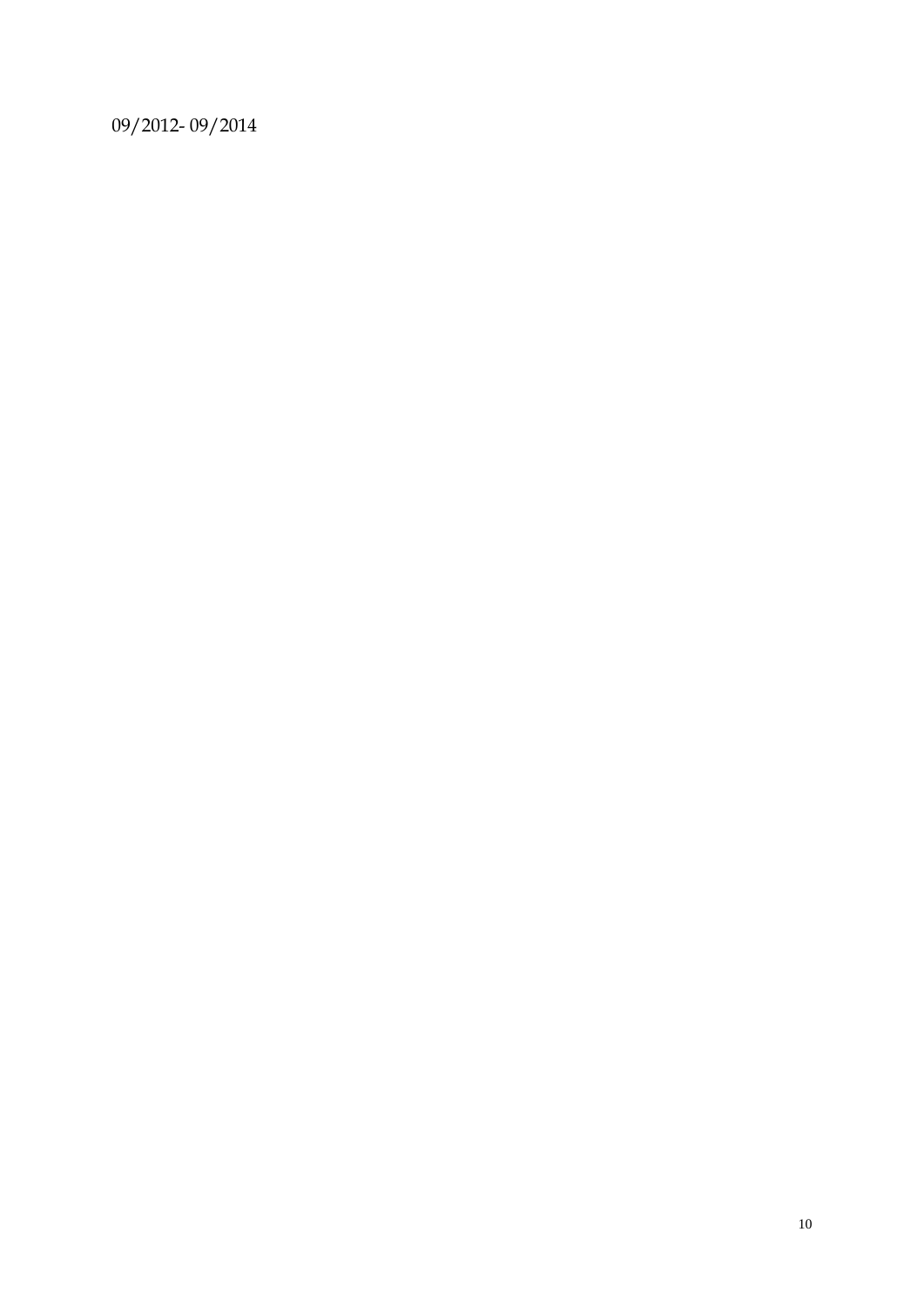09/2012- 09/2014